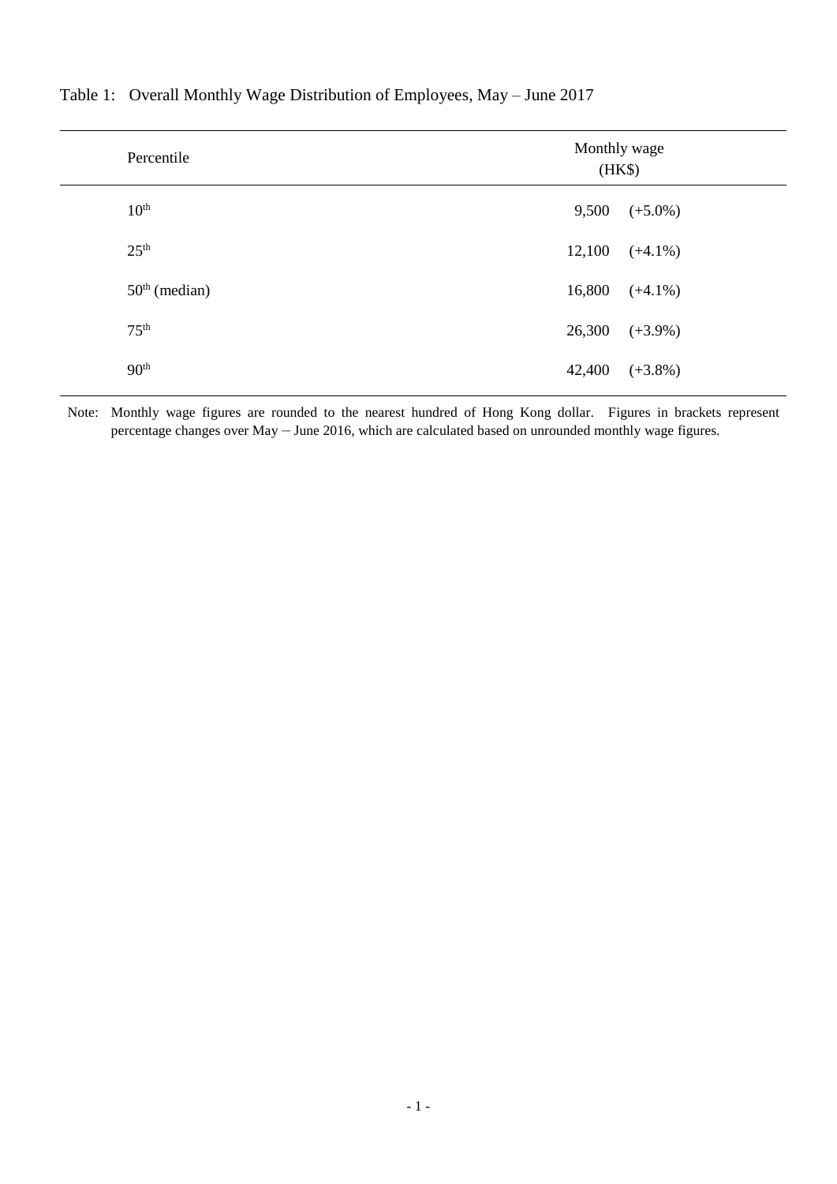Table 1: Overall Monthly Wage Distribution of Employees, May – June 2017

| Percentile | Monthly wage (HK$) |
|---|---|
| 10th | 9,500 (+5.0%) |
| 25th | 12,100 (+4.1%) |
| 50th (median) | 16,800 (+4.1%) |
| 75th | 26,300 (+3.9%) |
| 90th | 42,400 (+3.8%) |

Note: Monthly wage figures are rounded to the nearest hundred of Hong Kong dollar. Figures in brackets represent percentage changes over May – June 2016, which are calculated based on unrounded monthly wage figures.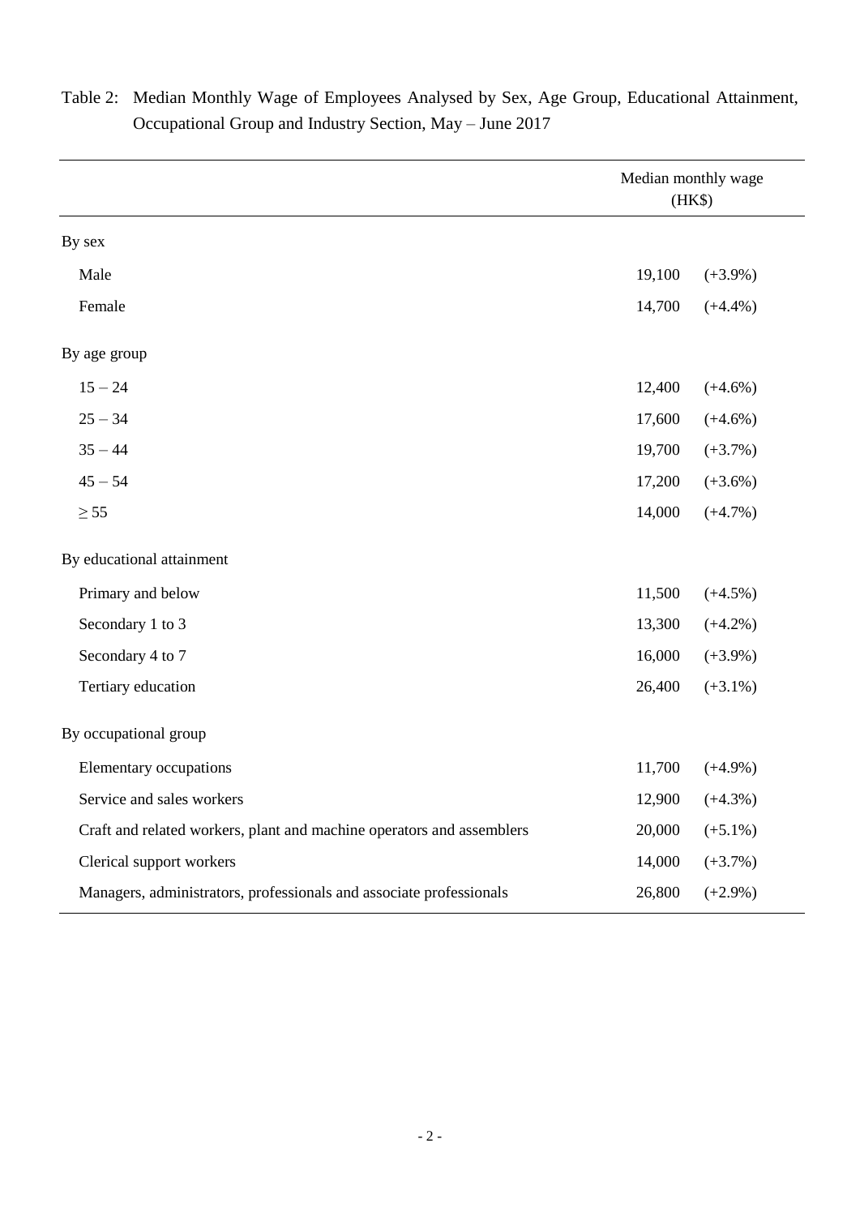Table 2: Median Monthly Wage of Employees Analysed by Sex, Age Group, Educational Attainment, Occupational Group and Industry Section, May – June 2017

| | Median monthly wage (HK$) | |
|---|---|---|
| By sex | | |
| Male | 19,100 | (+3.9%) |
| Female | 14,700 | (+4.4%) |
| By age group | | |
| 15 – 24 | 12,400 | (+4.6%) |
| 25 – 34 | 17,600 | (+4.6%) |
| 35 – 44 | 19,700 | (+3.7%) |
| 45 – 54 | 17,200 | (+3.6%) |
| ≥ 55 | 14,000 | (+4.7%) |
| By educational attainment | | |
| Primary and below | 11,500 | (+4.5%) |
| Secondary 1 to 3 | 13,300 | (+4.2%) |
| Secondary 4 to 7 | 16,000 | (+3.9%) |
| Tertiary education | 26,400 | (+3.1%) |
| By occupational group | | |
| Elementary occupations | 11,700 | (+4.9%) |
| Service and sales workers | 12,900 | (+4.3%) |
| Craft and related workers, plant and machine operators and assemblers | 20,000 | (+5.1%) |
| Clerical support workers | 14,000 | (+3.7%) |
| Managers, administrators, professionals and associate professionals | 26,800 | (+2.9%) |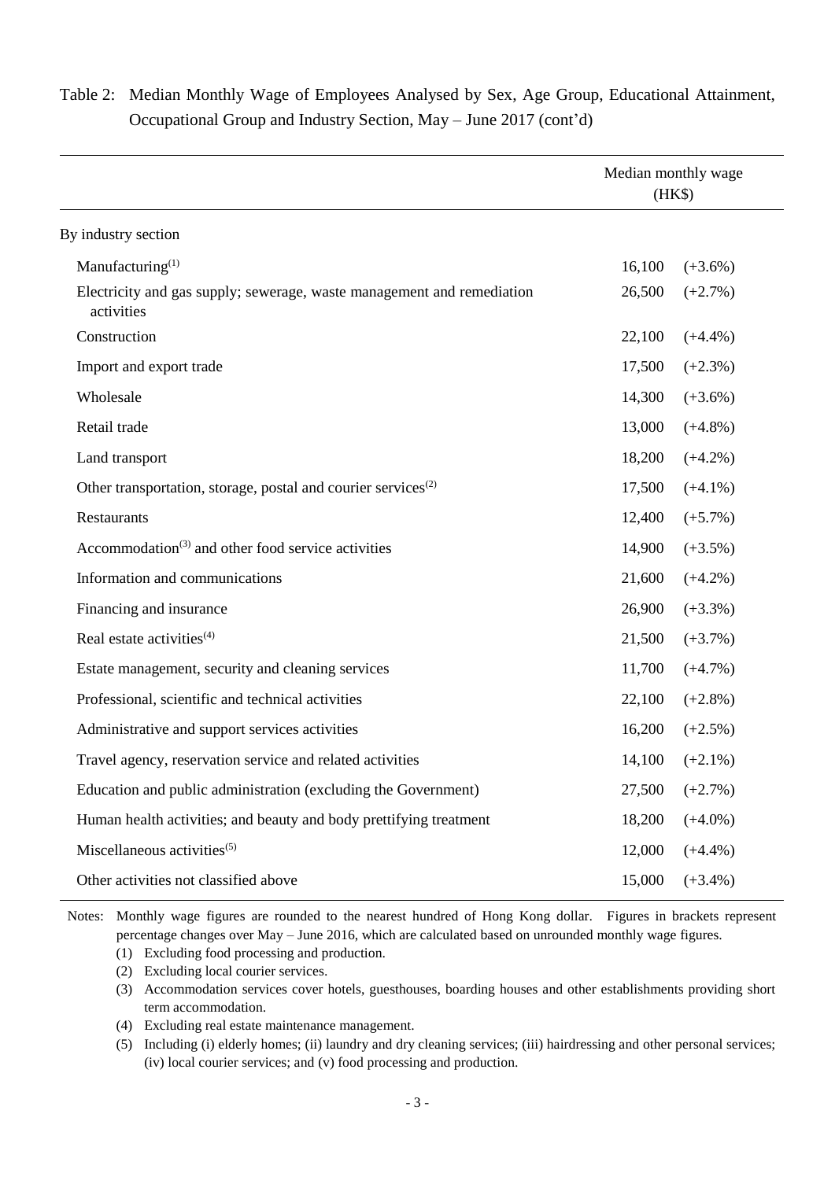Table 2: Median Monthly Wage of Employees Analysed by Sex, Age Group, Educational Attainment, Occupational Group and Industry Section, May – June 2017 (cont'd)

| | Median monthly wage (HK$) | |
|---|---|---|
| By industry section | | |
| Manufacturing[(1)] | 16,100 | (+3.6%) |
| Electricity and gas supply; sewerage, waste management and remediation activities | 26,500 | (+2.7%) |
| Construction | 22,100 | (+4.4%) |
| Import and export trade | 17,500 | (+2.3%) |
| Wholesale | 14,300 | (+3.6%) |
| Retail trade | 13,000 | (+4.8%) |
| Land transport | 18,200 | (+4.2%) |
| Other transportation, storage, postal and courier services[(2)] | 17,500 | (+4.1%) |
| Restaurants | 12,400 | (+5.7%) |
| Accommodation[(3)] and other food service activities | 14,900 | (+3.5%) |
| Information and communications | 21,600 | (+4.2%) |
| Financing and insurance | 26,900 | (+3.3%) |
| Real estate activities[(4)] | 21,500 | (+3.7%) |
| Estate management, security and cleaning services | 11,700 | (+4.7%) |
| Professional, scientific and technical activities | 22,100 | (+2.8%) |
| Administrative and support services activities | 16,200 | (+2.5%) |
| Travel agency, reservation service and related activities | 14,100 | (+2.1%) |
| Education and public administration (excluding the Government) | 27,500 | (+2.7%) |
| Human health activities; and beauty and body prettifying treatment | 18,200 | (+4.0%) |
| Miscellaneous activities[(5)] | 12,000 | (+4.4%) |
| Other activities not classified above | 15,000 | (+3.4%) |

Notes: Monthly wage figures are rounded to the nearest hundred of Hong Kong dollar. Figures in brackets represent percentage changes over May – June 2016, which are calculated based on unrounded monthly wage figures.

(1) Excluding food processing and production.

(2) Excluding local courier services.

(3) Accommodation services cover hotels, guesthouses, boarding houses and other establishments providing short term accommodation.

(4) Excluding real estate maintenance management.

(5) Including (i) elderly homes; (ii) laundry and dry cleaning services; (iii) hairdressing and other personal services; (iv) local courier services; and (v) food processing and production.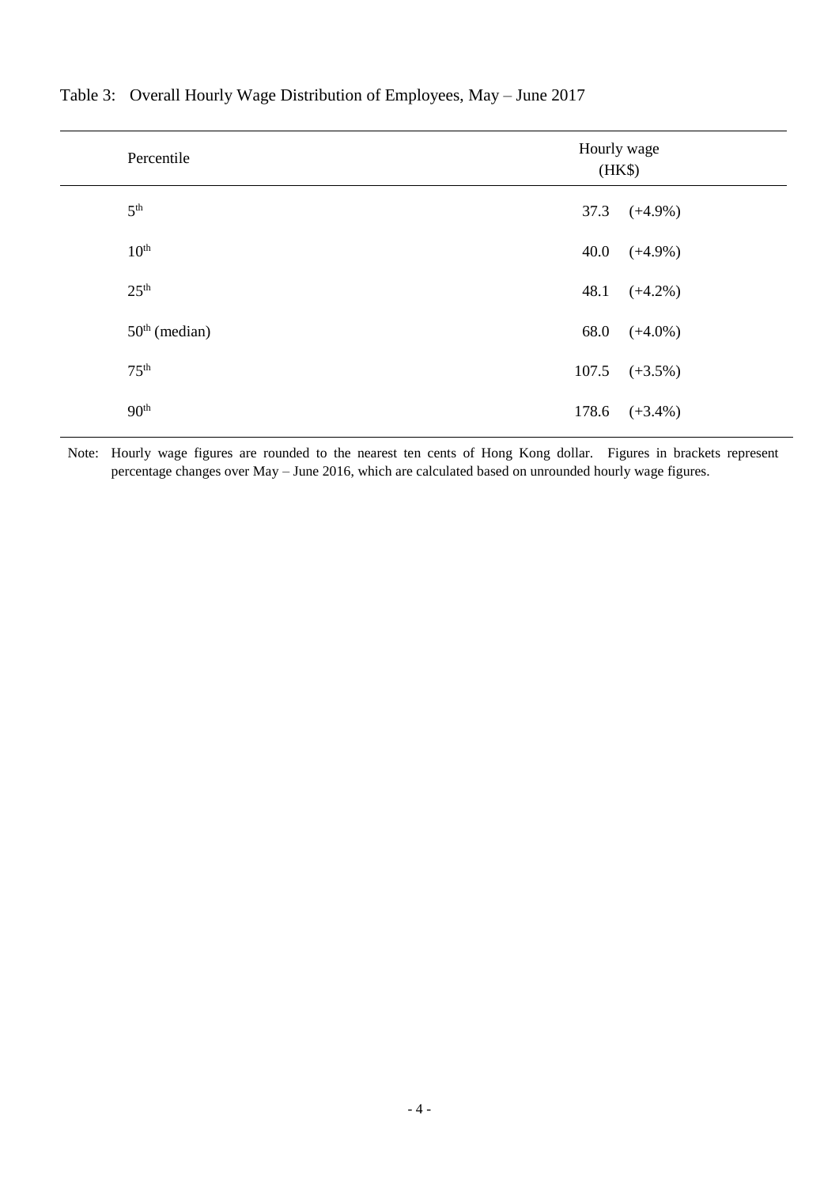Table 3: Overall Hourly Wage Distribution of Employees, May – June 2017

| Percentile | Hourly wage (HK$) |
|---|---|
| 5th | 37.3 (+4.9%) |
| 10th | 40.0 (+4.9%) |
| 25th | 48.1 (+4.2%) |
| 50th (median) | 68.0 (+4.0%) |
| 75th | 107.5 (+3.5%) |
| 90th | 178.6 (+3.4%) |

Note: Hourly wage figures are rounded to the nearest ten cents of Hong Kong dollar. Figures in brackets represent percentage changes over May – June 2016, which are calculated based on unrounded hourly wage figures.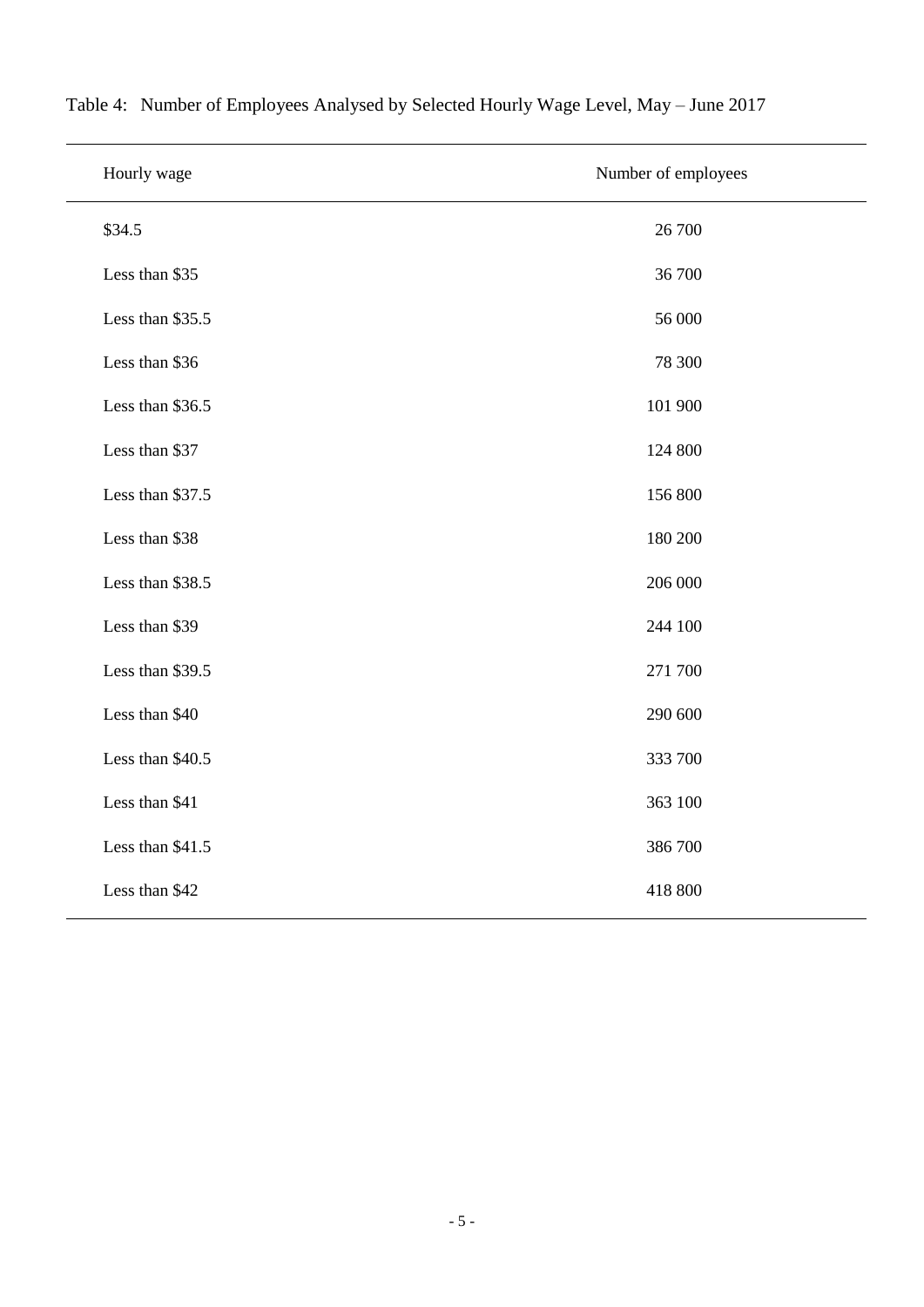Table 4: Number of Employees Analysed by Selected Hourly Wage Level, May – June 2017

| Hourly wage | Number of employees |
|---|---|
| $34.5 | 26 700 |
| Less than $35 | 36 700 |
| Less than $35.5 | 56 000 |
| Less than $36 | 78 300 |
| Less than $36.5 | 101 900 |
| Less than $37 | 124 800 |
| Less than $37.5 | 156 800 |
| Less than $38 | 180 200 |
| Less than $38.5 | 206 000 |
| Less than $39 | 244 100 |
| Less than $39.5 | 271 700 |
| Less than $40 | 290 600 |
| Less than $40.5 | 333 700 |
| Less than $41 | 363 100 |
| Less than $41.5 | 386 700 |
| Less than $42 | 418 800 |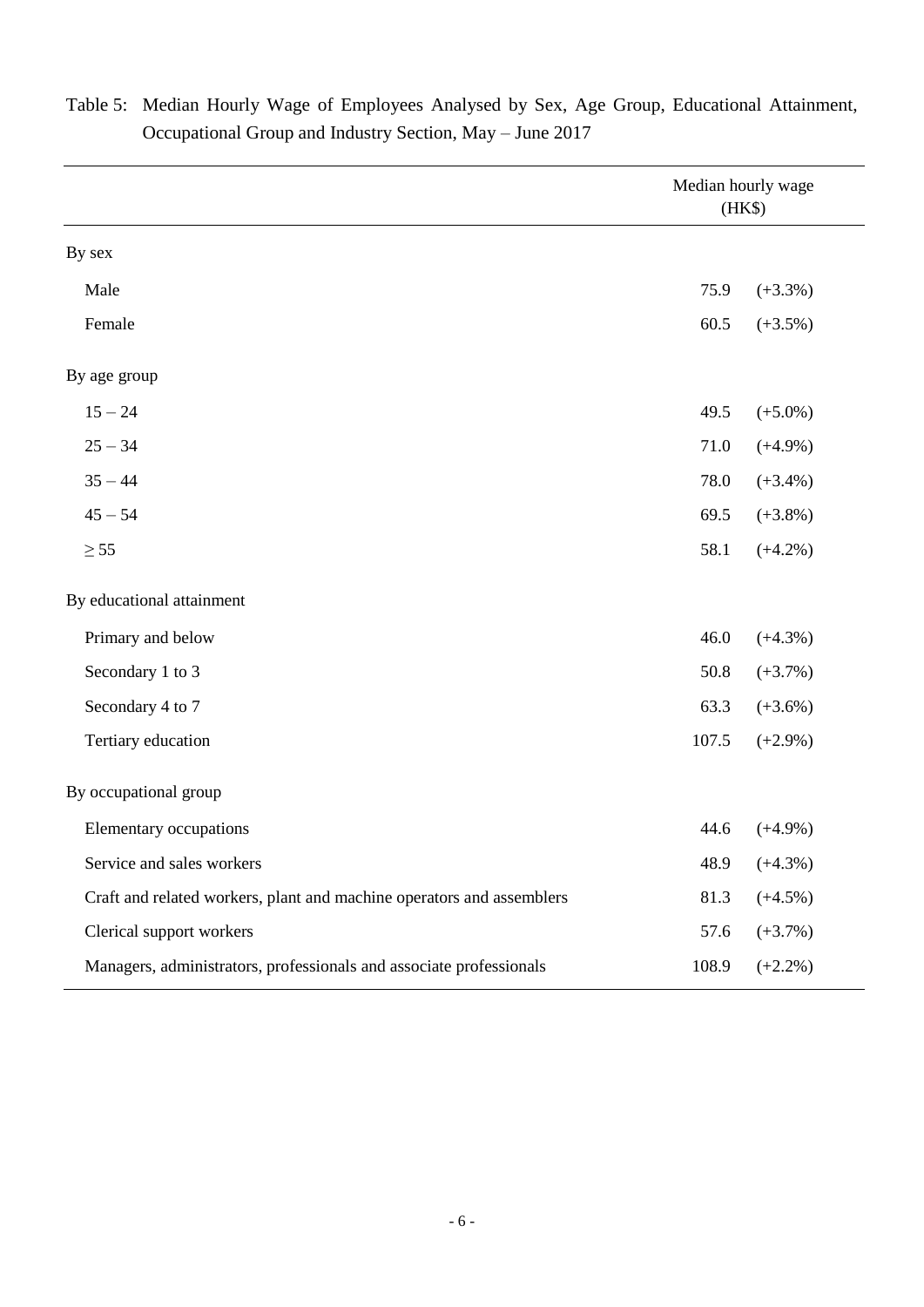Table 5: Median Hourly Wage of Employees Analysed by Sex, Age Group, Educational Attainment, Occupational Group and Industry Section, May – June 2017

| | Median hourly wage (HK$) | |
|---|---|---|
| By sex | | |
| Male | 75.9 | (+3.3%) |
| Female | 60.5 | (+3.5%) |
| By age group | | |
| 15 – 24 | 49.5 | (+5.0%) |
| 25 – 34 | 71.0 | (+4.9%) |
| 35 – 44 | 78.0 | (+3.4%) |
| 45 – 54 | 69.5 | (+3.8%) |
| ≥ 55 | 58.1 | (+4.2%) |
| By educational attainment | | |
| Primary and below | 46.0 | (+4.3%) |
| Secondary 1 to 3 | 50.8 | (+3.7%) |
| Secondary 4 to 7 | 63.3 | (+3.6%) |
| Tertiary education | 107.5 | (+2.9%) |
| By occupational group | | |
| Elementary occupations | 44.6 | (+4.9%) |
| Service and sales workers | 48.9 | (+4.3%) |
| Craft and related workers, plant and machine operators and assemblers | 81.3 | (+4.5%) |
| Clerical support workers | 57.6 | (+3.7%) |
| Managers, administrators, professionals and associate professionals | 108.9 | (+2.2%) |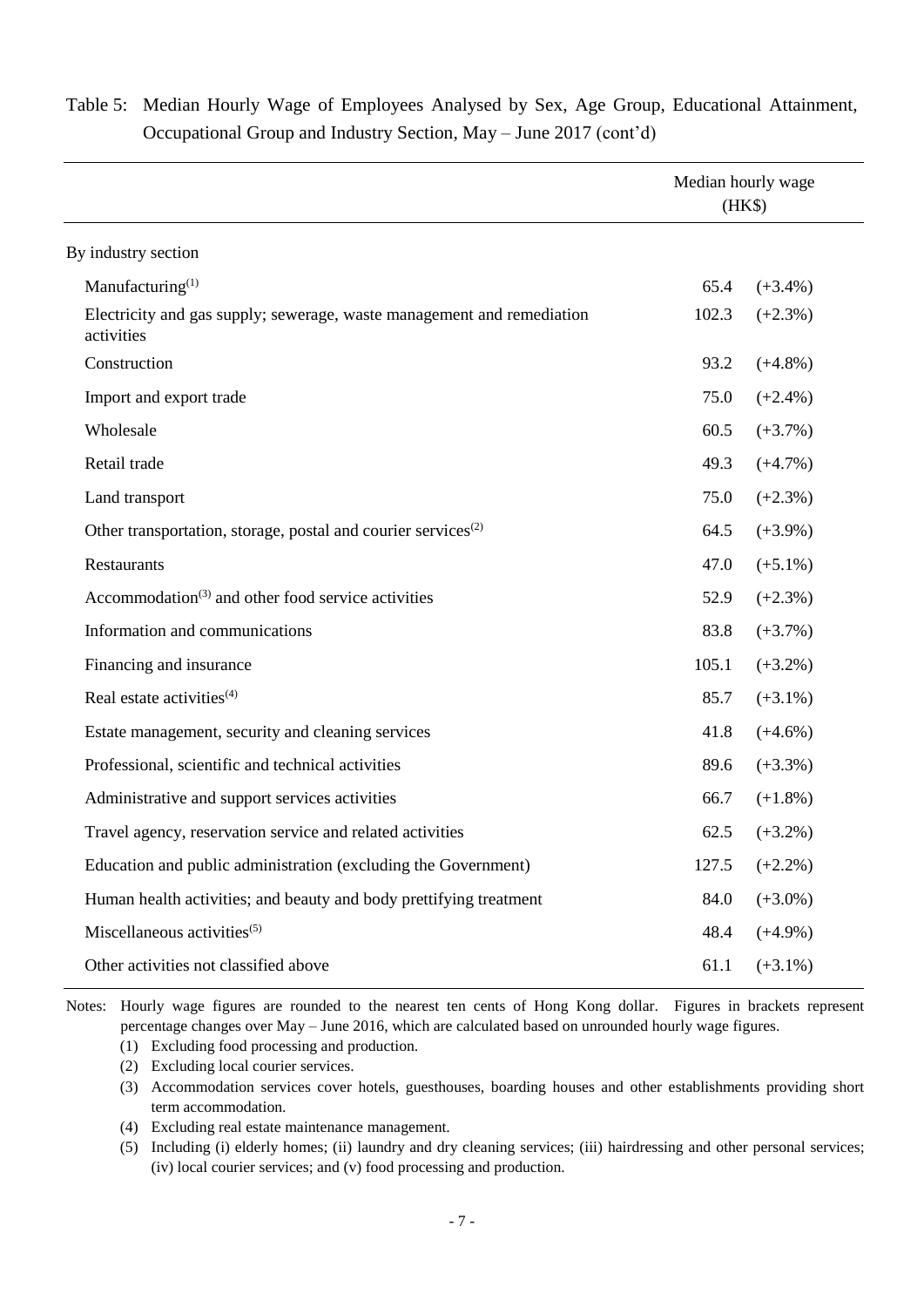Table 5: Median Hourly Wage of Employees Analysed by Sex, Age Group, Educational Attainment, Occupational Group and Industry Section, May – June 2017 (cont'd)

| | Median hourly wage (HK$) | |
|---|---|---|
| By industry section | | |
| Manufacturing[(1)] | 65.4 | (+3.4%) |
| Electricity and gas supply; sewerage, waste management and remediation activities | 102.3 | (+2.3%) |
| Construction | 93.2 | (+4.8%) |
| Import and export trade | 75.0 | (+2.4%) |
| Wholesale | 60.5 | (+3.7%) |
| Retail trade | 49.3 | (+4.7%) |
| Land transport | 75.0 | (+2.3%) |
| Other transportation, storage, postal and courier services[(2)] | 64.5 | (+3.9%) |
| Restaurants | 47.0 | (+5.1%) |
| Accommodation[(3)] and other food service activities | 52.9 | (+2.3%) |
| Information and communications | 83.8 | (+3.7%) |
| Financing and insurance | 105.1 | (+3.2%) |
| Real estate activities[(4)] | 85.7 | (+3.1%) |
| Estate management, security and cleaning services | 41.8 | (+4.6%) |
| Professional, scientific and technical activities | 89.6 | (+3.3%) |
| Administrative and support services activities | 66.7 | (+1.8%) |
| Travel agency, reservation service and related activities | 62.5 | (+3.2%) |
| Education and public administration (excluding the Government) | 127.5 | (+2.2%) |
| Human health activities; and beauty and body prettifying treatment | 84.0 | (+3.0%) |
| Miscellaneous activities[(5)] | 48.4 | (+4.9%) |
| Other activities not classified above | 61.1 | (+3.1%) |

Notes: Hourly wage figures are rounded to the nearest ten cents of Hong Kong dollar. Figures in brackets represent percentage changes over May – June 2016, which are calculated based on unrounded hourly wage figures.

(1) Excluding food processing and production.

(2) Excluding local courier services.

(3) Accommodation services cover hotels, guesthouses, boarding houses and other establishments providing short term accommodation.

(4) Excluding real estate maintenance management.

(5) Including (i) elderly homes; (ii) laundry and dry cleaning services; (iii) hairdressing and other personal services; (iv) local courier services; and (v) food processing and production.